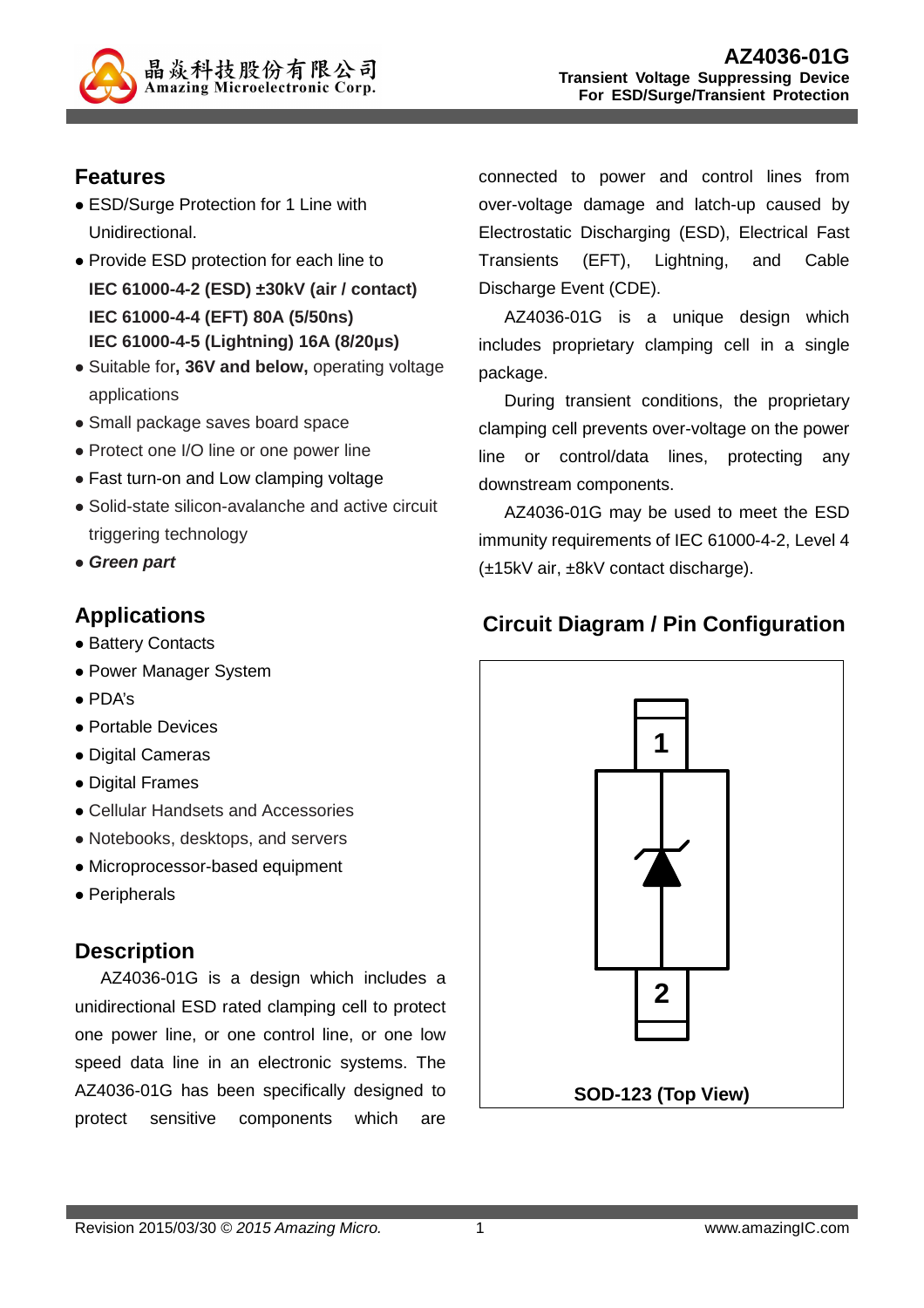# AZ4036-01G

**Transient Voltage Suppressing Device**
**For ESD/Surge/Transient Protection**

## Features

- ESD/Surge Protection for 1 Line with Unidirectional.
- Provide ESD protection for each line to
  **IEC 61000-4-2 (ESD) ±30kV (air / contact)**
  **IEC 61000-4-4 (EFT) 80A (5/50ns)**
  **IEC 61000-4-5 (Lightning) 16A (8/20μs)**
- Suitable for**, 36V and below,** operating voltage applications
- Small package saves board space
- Protect one I/O line or one power line
- Fast turn-on and Low clamping voltage
- Solid-state silicon-avalanche and active circuit triggering technology
- ***Green part***

## Applications

- Battery Contacts
- Power Manager System
- PDA's
- Portable Devices
- Digital Cameras
- Digital Frames
- Cellular Handsets and Accessories
- Notebooks, desktops, and servers
- Microprocessor-based equipment
- Peripherals

## Description

AZ4036-01G is a design which includes a unidirectional ESD rated clamping cell to protect one power line, or one control line, or one low speed data line in an electronic systems. The AZ4036-01G has been specifically designed to protect sensitive components which are connected to power and control lines from over-voltage damage and latch-up caused by Electrostatic Discharging (ESD), Electrical Fast Transients (EFT), Lightning, and Cable Discharge Event (CDE).

AZ4036-01G is a unique design which includes proprietary clamping cell in a single package.

During transient conditions, the proprietary clamping cell prevents over-voltage on the power line or control/data lines, protecting any downstream components.

AZ4036-01G may be used to meet the ESD immunity requirements of IEC 61000-4-2, Level 4 (±15kV air, ±8kV contact discharge).

## Circuit Diagram / Pin Configuration

1

2

**SOD-123 (Top View)**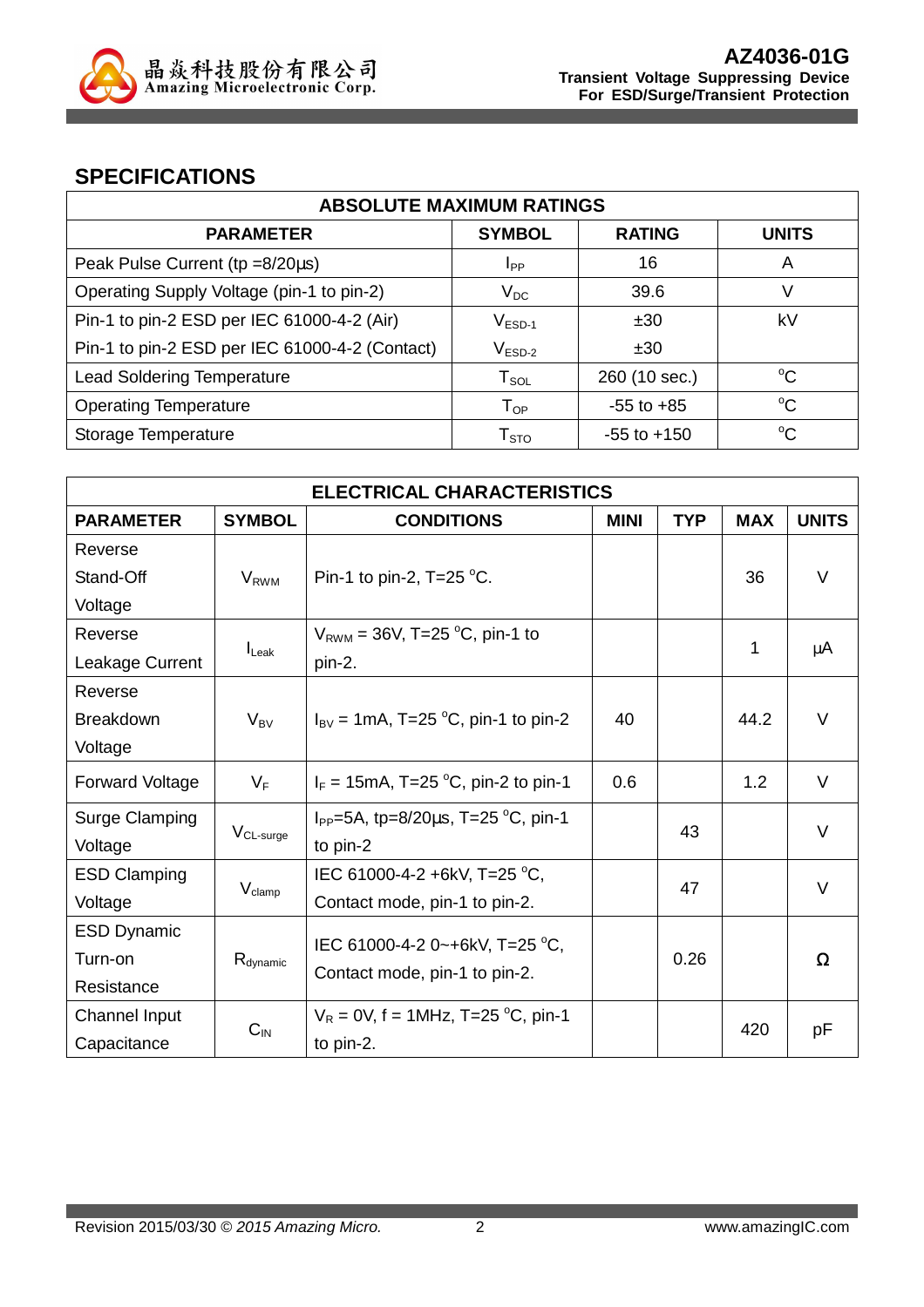## SPECIFICATIONS

| ABSOLUTE MAXIMUM RATINGS | | | |
|---|---|---|---|
| **PARAMETER** | **SYMBOL** | **RATING** | **UNITS** |
| Peak Pulse Current (tp =8/20µs) | $I_{PP}$ | 16 | A |
| Operating Supply Voltage (pin-1 to pin-2) | $V_{DC}$ | 39.6 | V |
| Pin-1 to pin-2 ESD per IEC 61000-4-2 (Air) | $V_{ESD-1}$ | ±30 | kV |
| Pin-1 to pin-2 ESD per IEC 61000-4-2 (Contact) | $V_{ESD-2}$ | ±30 | |
| Lead Soldering Temperature | $T_{SOL}$ | 260 (10 sec.) | $^{o}C$ |
| Operating Temperature | $T_{OP}$ | -55 to +85 | $^{o}C$ |
| Storage Temperature | $T_{STO}$ | -55 to +150 | $^{o}C$ |

| ELECTRICAL CHARACTERISTICS | | | | | | |
|---|---|---|---|---|---|---|
| **PARAMETER** | **SYMBOL** | **CONDITIONS** | **MINI** | **TYP** | **MAX** | **UNITS** |
| Reverse Stand-Off Voltage | $V_{RWM}$ | Pin-1 to pin-2, T=25 $^{o}C$. | | | 36 | V |
| Reverse Leakage Current | $I_{Leak}$ | $V_{RWM}$ = 36V, T=25 $^{o}C$, pin-1 to pin-2. | | | 1 | µA |
| Reverse Breakdown Voltage | $V_{BV}$ | $I_{BV}$ = 1mA, T=25 $^{o}C$, pin-1 to pin-2 | 40 | | 44.2 | V |
| Forward Voltage | $V_F$ | $I_F$ = 15mA, T=25 $^{o}C$, pin-2 to pin-1 | 0.6 | | 1.2 | V |
| Surge Clamping Voltage | $V_{CL-surge}$ | $I_{PP}$=5A, tp=8/20µs, T=25 $^{o}C$, pin-1 to pin-2 | | 43 | | V |
| ESD Clamping Voltage | $V_{clamp}$ | IEC 61000-4-2 +6kV, T=25 $^{o}C$, Contact mode, pin-1 to pin-2. | | 47 | | V |
| ESD Dynamic Turn-on Resistance | $R_{dynamic}$ | IEC 61000-4-2 0~+6kV, T=25 $^{o}C$, Contact mode, pin-1 to pin-2. | | 0.26 | | Ω |
| Channel Input Capacitance | $C_{IN}$ | $V_R$ = 0V, f = 1MHz, T=25 $^{o}C$, pin-1 to pin-2. | | | 420 | pF |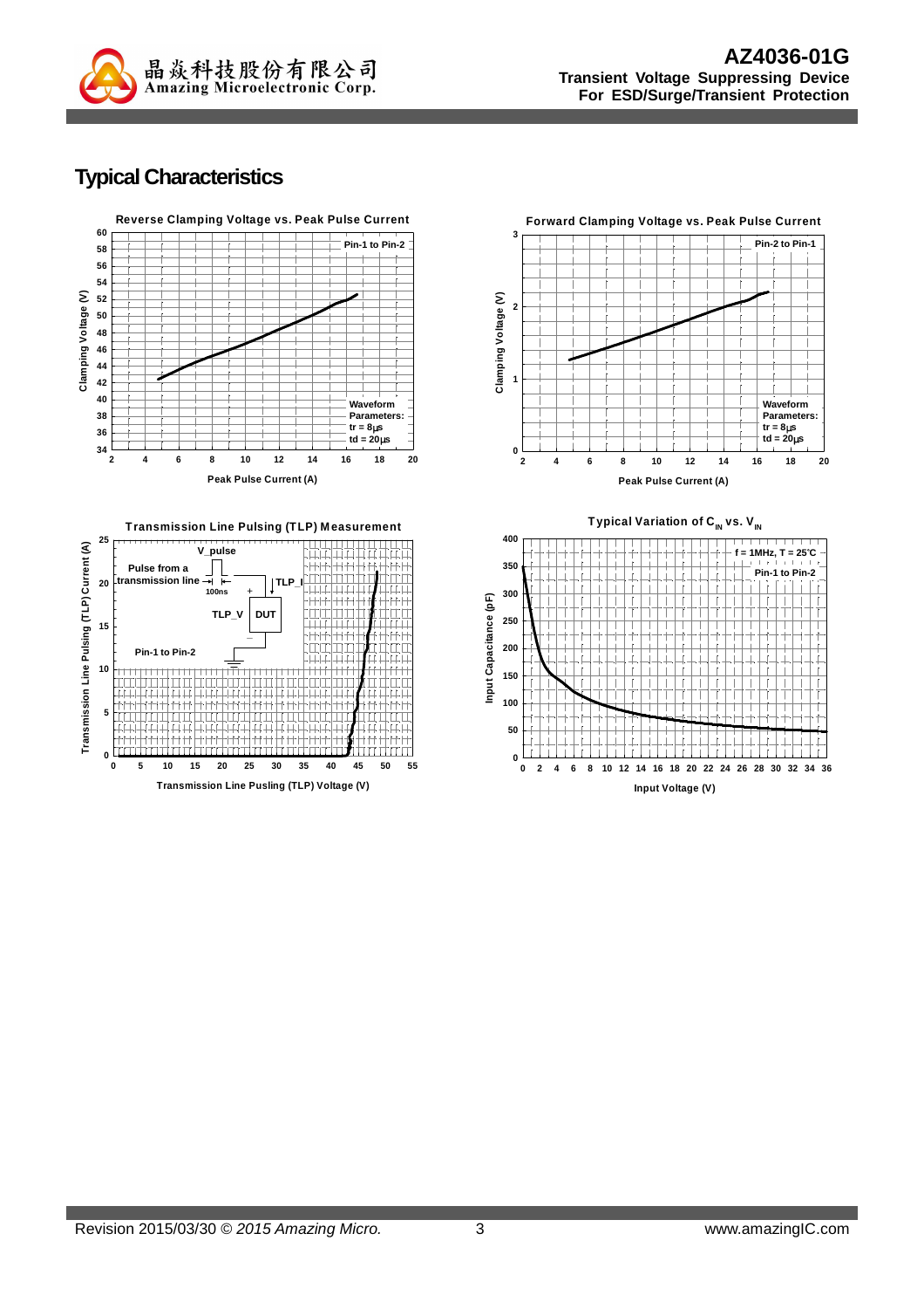# Typical Characteristics

**Reverse Clamping Voltage vs. Peak Pulse Current**

Pin-1 to Pin-2

Waveform Parameters: tr = 8μs, td = 20μs

Clamping Voltage (V) vs. Peak Pulse Current (A)

**Forward Clamping Voltage vs. Peak Pulse Current**

Pin-2 to Pin-1

Waveform Parameters: tr = 8μs, td = 20μs

Clamping Voltage (V) vs. Peak Pulse Current (A)

**Transmission Line Pulsing (TLP) Measurement**

Pulse from a transmission line, 100ns, V_pulse, TLP_I, TLP_V, DUT

Pin-1 to Pin-2

Transmission Line Pulsing (TLP) Current (A) vs. Transmission Line Pusling (TLP) Voltage (V)

**Typical Variation of $C_{IN}$ vs. $V_{IN}$**

f = 1MHz, T = 25°C

Pin-1 to Pin-2

Input Capacitance (pF) vs. Input Voltage (V)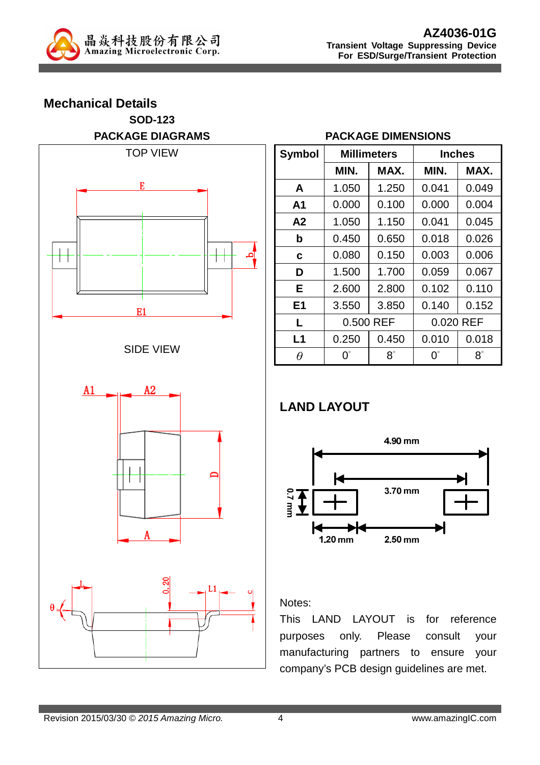## Mechanical Details

### SOD-123

**PACKAGE DIAGRAMS**

TOP VIEW

SIDE VIEW

**PACKAGE DIMENSIONS**

| Symbol | Millimeters | | Inches | |
|---|---|---|---|---|
| | MIN. | MAX. | MIN. | MAX. |
| A | 1.050 | 1.250 | 0.041 | 0.049 |
| A1 | 0.000 | 0.100 | 0.000 | 0.004 |
| A2 | 1.050 | 1.150 | 0.041 | 0.045 |
| b | 0.450 | 0.650 | 0.018 | 0.026 |
| c | 0.080 | 0.150 | 0.003 | 0.006 |
| D | 1.500 | 1.700 | 0.059 | 0.067 |
| E | 2.600 | 2.800 | 0.102 | 0.110 |
| E1 | 3.550 | 3.850 | 0.140 | 0.152 |
| L | 0.500 REF | | 0.020 REF | |
| L1 | 0.250 | 0.450 | 0.010 | 0.018 |
| $\theta$ | 0° | 8° | 0° | 8° |

## LAND LAYOUT

4.90 mm

3.70 mm

0.7 mm

1.20 mm

2.50 mm

Notes:

This LAND LAYOUT is for reference purposes only. Please consult your manufacturing partners to ensure your company's PCB design guidelines are met.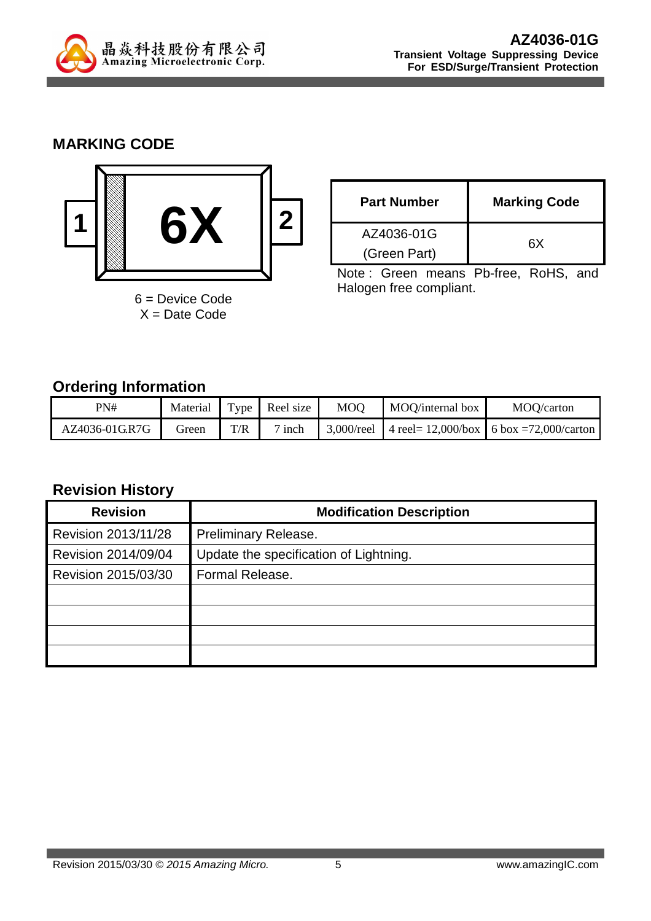## MARKING CODE

1 6X 2

6 = Device Code
X = Date Code

| Part Number | Marking Code |
|---|---|
| AZ4036-01G (Green Part) | 6X |

Note : Green means Pb-free, RoHS, and Halogen free compliant.

## Ordering Information

| PN# | Material | Type | Reel size | MOQ | MOQ/internal box | MOQ/carton |
|---|---|---|---|---|---|---|
| AZ4036-01G.R7G | Green | T/R | 7 inch | 3,000/reel | 4 reel= 12,000/box | 6 box =72,000/carton |

## Revision History

| Revision | Modification Description |
|---|---|
| Revision 2013/11/28 | Preliminary Release. |
| Revision 2014/09/04 | Update the specification of Lightning. |
| Revision 2015/03/30 | Formal Release. |
| | |
| | |
| | |
| | |